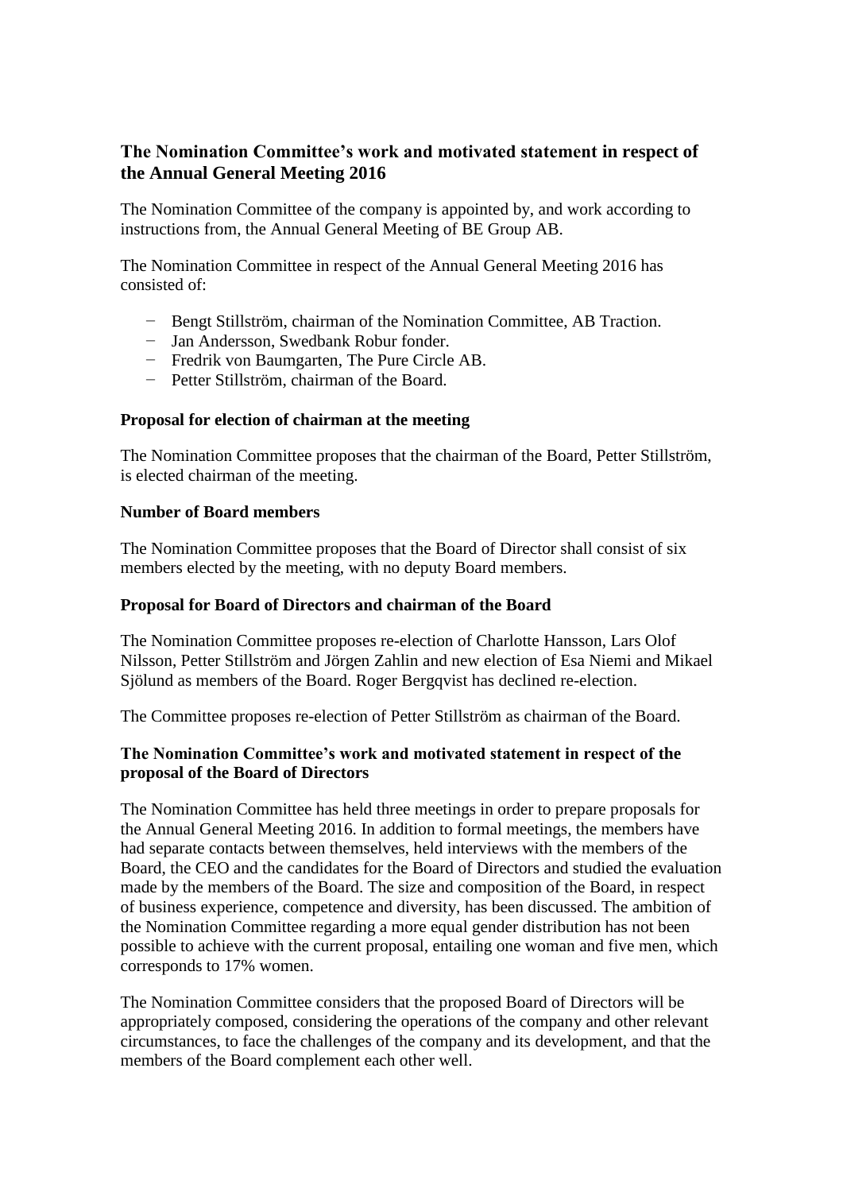## The Nomination Committee's work and motivated statement in respect of the Annual General Meeting 2016

The Nomination Committee of the company is appointed by, and work according to instructions from, the Annual General Meeting of BE Group AB.

The Nomination Committee in respect of the Annual General Meeting 2016 has consisted of:

- Bengt Stillström, chairman of the Nomination Committee, AB Traction.
- Jan Andersson, Swedbank Robur fonder.
- Fredrik von Baumgarten, The Pure Circle AB.
- Petter Stillström, chairman of the Board.

### Proposal for election of chairman at the meeting

The Nomination Committee proposes that the chairman of the Board, Petter Stillström, is elected chairman of the meeting.

### Number of Board members

The Nomination Committee proposes that the Board of Director shall consist of six members elected by the meeting, with no deputy Board members.

### Proposal for Board of Directors and chairman of the Board

The Nomination Committee proposes re-election of Charlotte Hansson, Lars Olof Nilsson, Petter Stillström and Jörgen Zahlin and new election of Esa Niemi and Mikael Sjölund as members of the Board. Roger Bergqvist has declined re-election.

The Committee proposes re-election of Petter Stillström as chairman of the Board.

### The Nomination Committee's work and motivated statement in respect of the proposal of the Board of Directors

The Nomination Committee has held three meetings in order to prepare proposals for the Annual General Meeting 2016. In addition to formal meetings, the members have had separate contacts between themselves, held interviews with the members of the Board, the CEO and the candidates for the Board of Directors and studied the evaluation made by the members of the Board. The size and composition of the Board, in respect of business experience, competence and diversity, has been discussed. The ambition of the Nomination Committee regarding a more equal gender distribution has not been possible to achieve with the current proposal, entailing one woman and five men, which corresponds to 17% women.

The Nomination Committee considers that the proposed Board of Directors will be appropriately composed, considering the operations of the company and other relevant circumstances, to face the challenges of the company and its development, and that the members of the Board complement each other well.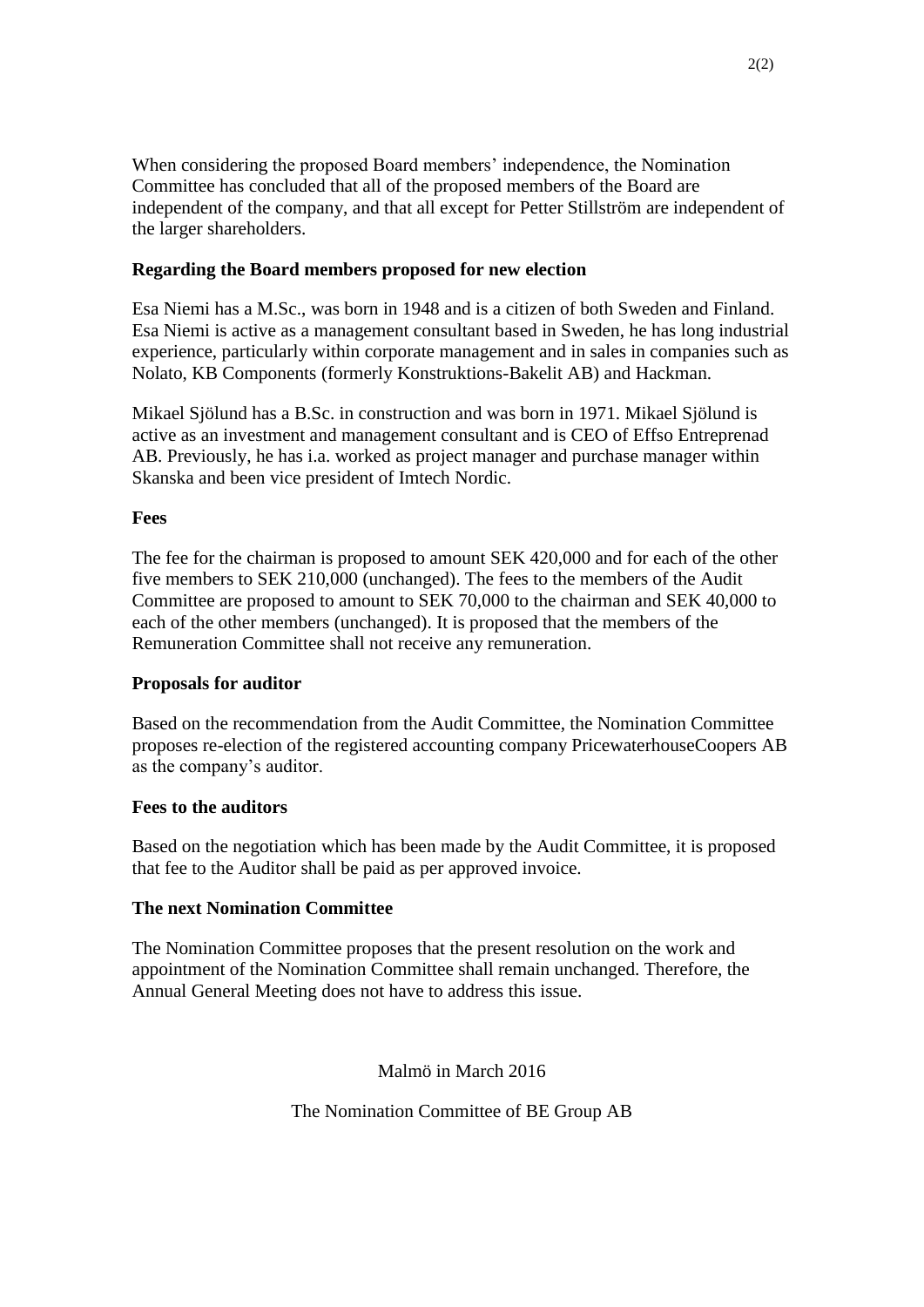When considering the proposed Board members' independence, the Nomination Committee has concluded that all of the proposed members of the Board are independent of the company, and that all except for Petter Stillström are independent of the larger shareholders.

**Regarding the Board members proposed for new election**

Esa Niemi has a M.Sc., was born in 1948 and is a citizen of both Sweden and Finland. Esa Niemi is active as a management consultant based in Sweden, he has long industrial experience, particularly within corporate management and in sales in companies such as Nolato, KB Components (formerly Konstruktions-Bakelit AB) and Hackman.

Mikael Sjölund has a B.Sc. in construction and was born in 1971. Mikael Sjölund is active as an investment and management consultant and is CEO of Effso Entreprenad AB. Previously, he has i.a. worked as project manager and purchase manager within Skanska and been vice president of Imtech Nordic.

**Fees**

The fee for the chairman is proposed to amount SEK 420,000 and for each of the other five members to SEK 210,000 (unchanged). The fees to the members of the Audit Committee are proposed to amount to SEK 70,000 to the chairman and SEK 40,000 to each of the other members (unchanged). It is proposed that the members of the Remuneration Committee shall not receive any remuneration.

**Proposals for auditor**

Based on the recommendation from the Audit Committee, the Nomination Committee proposes re-election of the registered accounting company PricewaterhouseCoopers AB as the company's auditor.

**Fees to the auditors**

Based on the negotiation which has been made by the Audit Committee, it is proposed that fee to the Auditor shall be paid as per approved invoice.

**The next Nomination Committee**

The Nomination Committee proposes that the present resolution on the work and appointment of the Nomination Committee shall remain unchanged. Therefore, the Annual General Meeting does not have to address this issue.

Malmö in March 2016

The Nomination Committee of BE Group AB